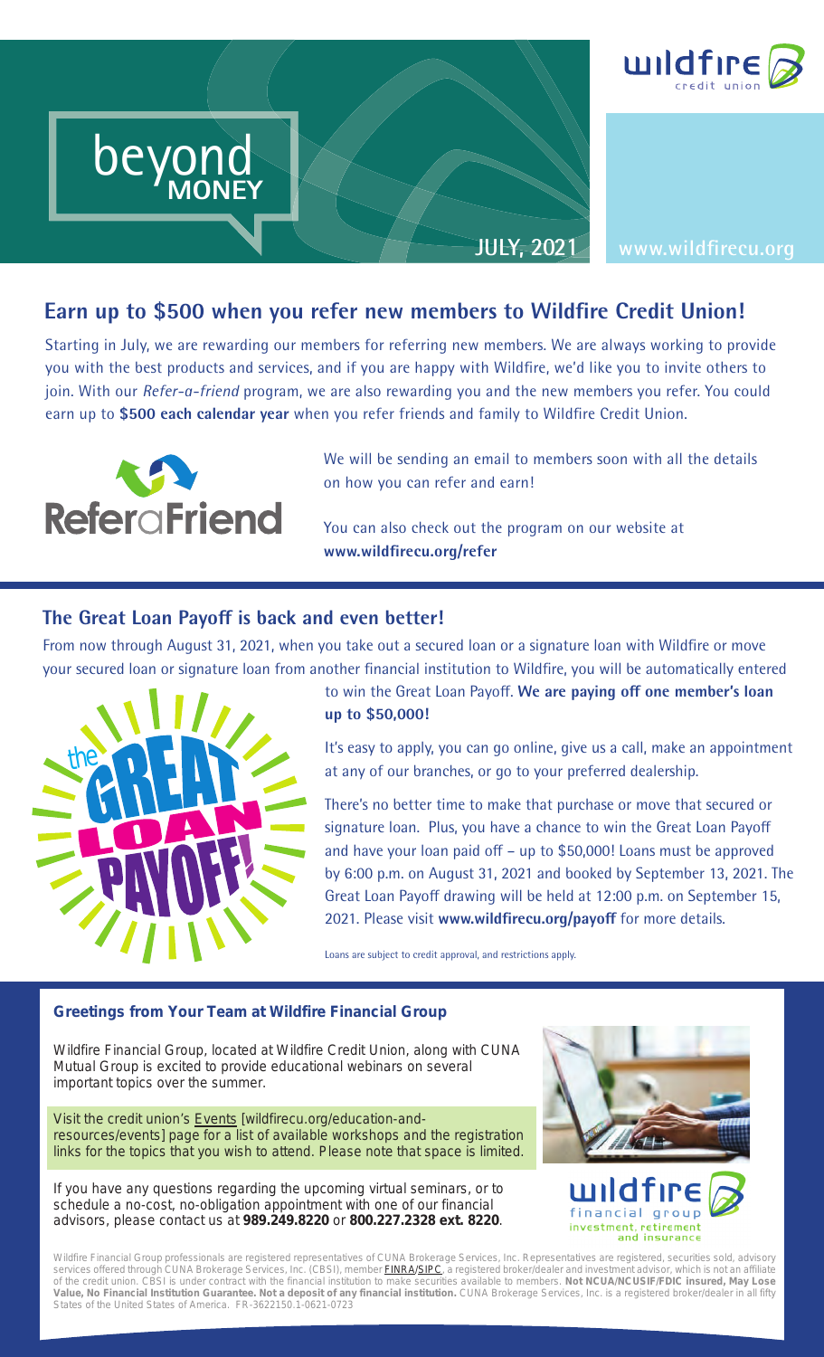# beyond MONEY

JULY, 2021

www.wildfirecu.org

## Earn up to $500 when you refer new members to Wildfire Credit Union!

Starting in July, we are rewarding our members for referring new members. We are always working to provide you with the best products and services, and if you are happy with Wildfire, we'd like you to invite others to join. With our *Refer-a-friend* program, we are also rewarding you and the new members you refer. You could earn up to **$500 each calendar year** when you refer friends and family to Wildfire Credit Union.

We will be sending an email to members soon with all the details on how you can refer and earn!

You can also check out the program on our website at **www.wildfirecu.org/refer**

## The Great Loan Payoff is back and even better!

From now through August 31, 2021, when you take out a secured loan or a signature loan with Wildfire or move your secured loan or signature loan from another financial institution to Wildfire, you will be automatically entered to win the Great Loan Payoff. **We are paying off one member's loan up to $50,000!**

It's easy to apply, you can go online, give us a call, make an appointment at any of our branches, or go to your preferred dealership.

There's no better time to make that purchase or move that secured or signature loan. Plus, you have a chance to win the Great Loan Payoff and have your loan paid off – up to $50,000! Loans must be approved by 6:00 p.m. on August 31, 2021 and booked by September 13, 2021. The Great Loan Payoff drawing will be held at 12:00 p.m. on September 15, 2021. Please visit **www.wildfirecu.org/payoff** for more details.

Loans are subject to credit approval, and restrictions apply.

### Greetings from Your Team at Wildfire Financial Group

Wildfire Financial Group, located at Wildfire Credit Union, along with CUNA Mutual Group is excited to provide educational webinars on several important topics over the summer.

Visit the credit union's Events [wildfirecu.org/education-and-resources/events] page for a list of available workshops and the registration links for the topics that you wish to attend. Please note that space is limited.

If you have any questions regarding the upcoming virtual seminars, or to schedule a no-cost, no-obligation appointment with one of our financial advisors, please contact us at **989.249.8220** or **800.227.2328 ext. 8220**.

wildfire financial group — investment, retirement and insurance

Wildfire Financial Group professionals are registered representatives of CUNA Brokerage Services, Inc. Representatives are registered, securities sold, advisory services offered through CUNA Brokerage Services, Inc. (CBSI), member FINRA/SIPC, a registered broker/dealer and investment advisor, which is not an affiliate of the credit union. CBSI is under contract with the financial institution to make securities available to members. **Not NCUA/NCUSIF/FDIC insured, May Lose Value, No Financial Institution Guarantee. Not a deposit of any financial institution.** CUNA Brokerage Services, Inc. is a registered broker/dealer in all fifty States of the United States of America. FR-3622150.1-0621-0723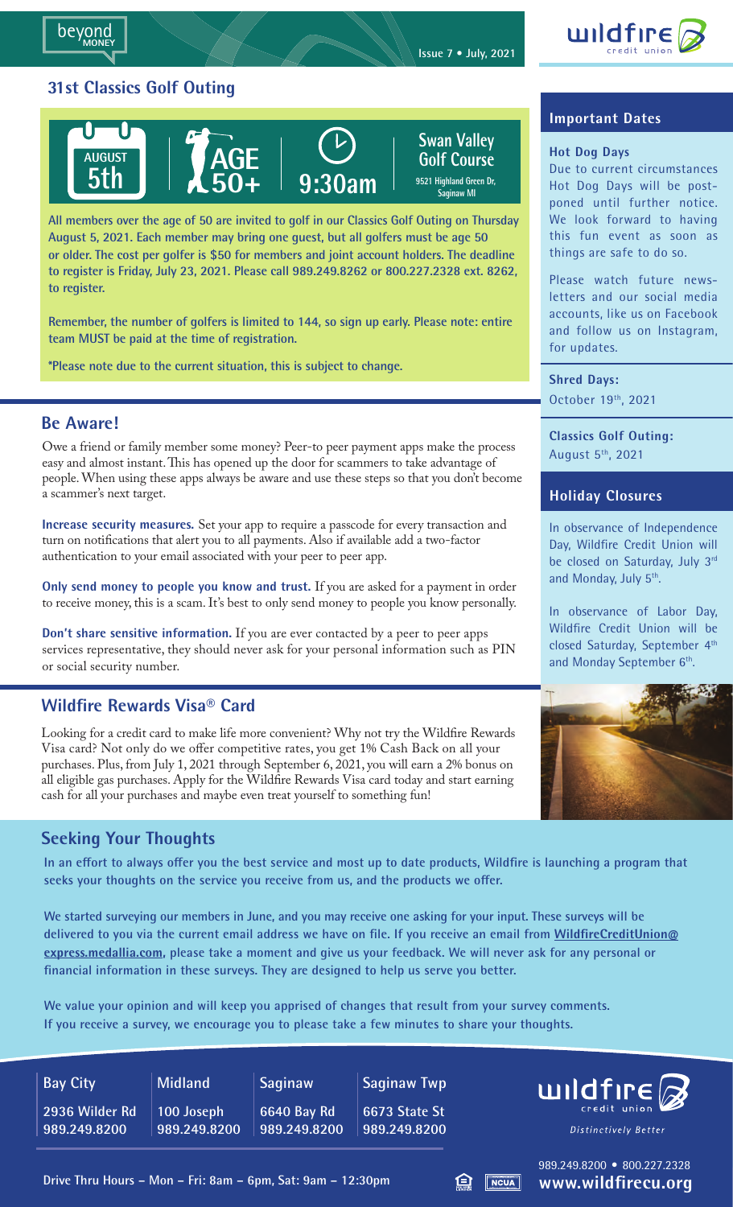## 31st Classics Golf Outing

AUGUST 5th | AGE 50+ | 9:30am | **Swan Valley Golf Course** 9521 Highland Green Dr, Saginaw MI

**All members over the age of 50 are invited to golf in our Classics Golf Outing on Thursday August 5, 2021. Each member may bring one guest, but all golfers must be age 50 or older. The cost per golfer is $50 for members and joint account holders. The deadline to register is Friday, July 23, 2021. Please call 989.249.8262 or 800.227.2328 ext. 8262, to register.**

**Remember, the number of golfers is limited to 144, so sign up early. Please note: entire team MUST be paid at the time of registration.**

**\*Please note due to the current situation, this is subject to change.**

## Be Aware!

Owe a friend or family member some money? Peer-to peer payment apps make the process easy and almost instant. This has opened up the door for scammers to take advantage of people. When using these apps always be aware and use these steps so that you don't become a scammer's next target.

**Increase security measures.** Set your app to require a passcode for every transaction and turn on notifications that alert you to all payments. Also if available add a two-factor authentication to your email associated with your peer to peer app.

**Only send money to people you know and trust.** If you are asked for a payment in order to receive money, this is a scam. It's best to only send money to people you know personally.

**Don't share sensitive information.** If you are ever contacted by a peer to peer apps services representative, they should never ask for your personal information such as PIN or social security number.

## Wildfire Rewards Visa® Card

Looking for a credit card to make life more convenient? Why not try the Wildfire Rewards Visa card? Not only do we offer competitive rates, you get 1% Cash Back on all your purchases. Plus, from July 1, 2021 through September 6, 2021, you will earn a 2% bonus on all eligible gas purchases. Apply for the Wildfire Rewards Visa card today and start earning cash for all your purchases and maybe even treat yourself to something fun!

## Important Dates

**Hot Dog Days**

Due to current circumstances Hot Dog Days will be postponed until further notice. We look forward to having this fun event as soon as things are safe to do so.

Please watch future newsletters and our social media accounts, like us on Facebook and follow us on Instagram, for updates.

**Shred Days:**
October 19th, 2021

**Classics Golf Outing:**
August 5th, 2021

## Holiday Closures

In observance of Independence Day, Wildfire Credit Union will be closed on Saturday, July 3rd and Monday, July 5th.

In observance of Labor Day, Wildfire Credit Union will be closed Saturday, September 4th and Monday September 6th.

## Seeking Your Thoughts

**In an effort to always offer you the best service and most up to date products, Wildfire is launching a program that seeks your thoughts on the service you receive from us, and the products we offer.**

**We started surveying our members in June, and you may receive one asking for your input. These surveys will be delivered to you via the current email address we have on file. If you receive an email from WildfireCreditUnion@express.medallia.com, please take a moment and give us your feedback. We will never ask for any personal or financial information in these surveys. They are designed to help us serve you better.**

**We value your opinion and will keep you apprised of changes that result from your survey comments. If you receive a survey, we encourage you to please take a few minutes to share your thoughts.**

| Bay City | Midland | Saginaw | Saginaw Twp |
|---|---|---|---|
| 2936 Wilder Rd 989.249.8200 | 100 Joseph 989.249.8200 | 6640 Bay Rd 989.249.8200 | 6673 State St 989.249.8200 |

Drive Thru Hours – Mon – Fri: 8am – 6pm, Sat: 9am – 12:30pm

wildfire credit union *Distinctively Better*

989.249.8200 • 800.227.2328
**www.wildfirecu.org**